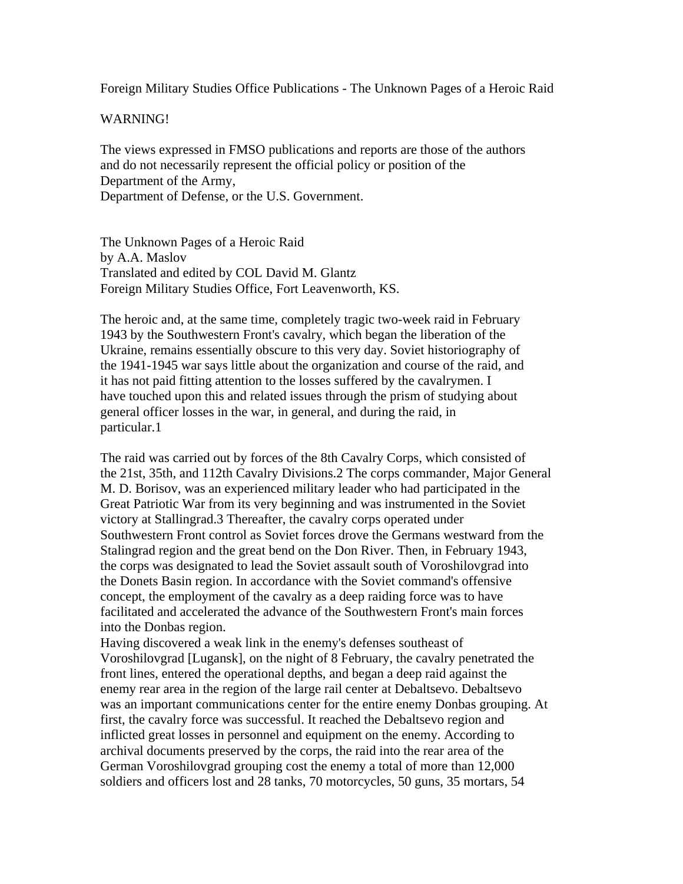Foreign Military Studies Office Publications - The Unknown Pages of a Heroic Raid

WARNING!

The views expressed in FMSO publications and reports are those of the authors and do not necessarily represent the official policy or position of the Department of the Army,
Department of Defense, or the U.S. Government.

# The Unknown Pages of a Heroic Raid

by A.A. Maslov
Translated and edited by COL David M. Glantz
Foreign Military Studies Office, Fort Leavenworth, KS.

The heroic and, at the same time, completely tragic two-week raid in February 1943 by the Southwestern Front's cavalry, which began the liberation of the Ukraine, remains essentially obscure to this very day. Soviet historiography of the 1941-1945 war says little about the organization and course of the raid, and it has not paid fitting attention to the losses suffered by the cavalrymen. I have touched upon this and related issues through the prism of studying about general officer losses in the war, in general, and during the raid, in particular.1

The raid was carried out by forces of the 8th Cavalry Corps, which consisted of the 21st, 35th, and 112th Cavalry Divisions.2 The corps commander, Major General M. D. Borisov, was an experienced military leader who had participated in the Great Patriotic War from its very beginning and was instrumented in the Soviet victory at Stallingrad.3 Thereafter, the cavalry corps operated under Southwestern Front control as Soviet forces drove the Germans westward from the Stalingrad region and the great bend on the Don River. Then, in February 1943, the corps was designated to lead the Soviet assault south of Voroshilovgrad into the Donets Basin region. In accordance with the Soviet command's offensive concept, the employment of the cavalry as a deep raiding force was to have facilitated and accelerated the advance of the Southwestern Front's main forces into the Donbas region.
Having discovered a weak link in the enemy's defenses southeast of Voroshilovgrad [Lugansk], on the night of 8 February, the cavalry penetrated the front lines, entered the operational depths, and began a deep raid against the enemy rear area in the region of the large rail center at Debaltsevo. Debaltsevo was an important communications center for the entire enemy Donbas grouping. At first, the cavalry force was successful. It reached the Debaltsevo region and inflicted great losses in personnel and equipment on the enemy. According to archival documents preserved by the corps, the raid into the rear area of the German Voroshilovgrad grouping cost the enemy a total of more than 12,000 soldiers and officers lost and 28 tanks, 70 motorcycles, 50 guns, 35 mortars, 54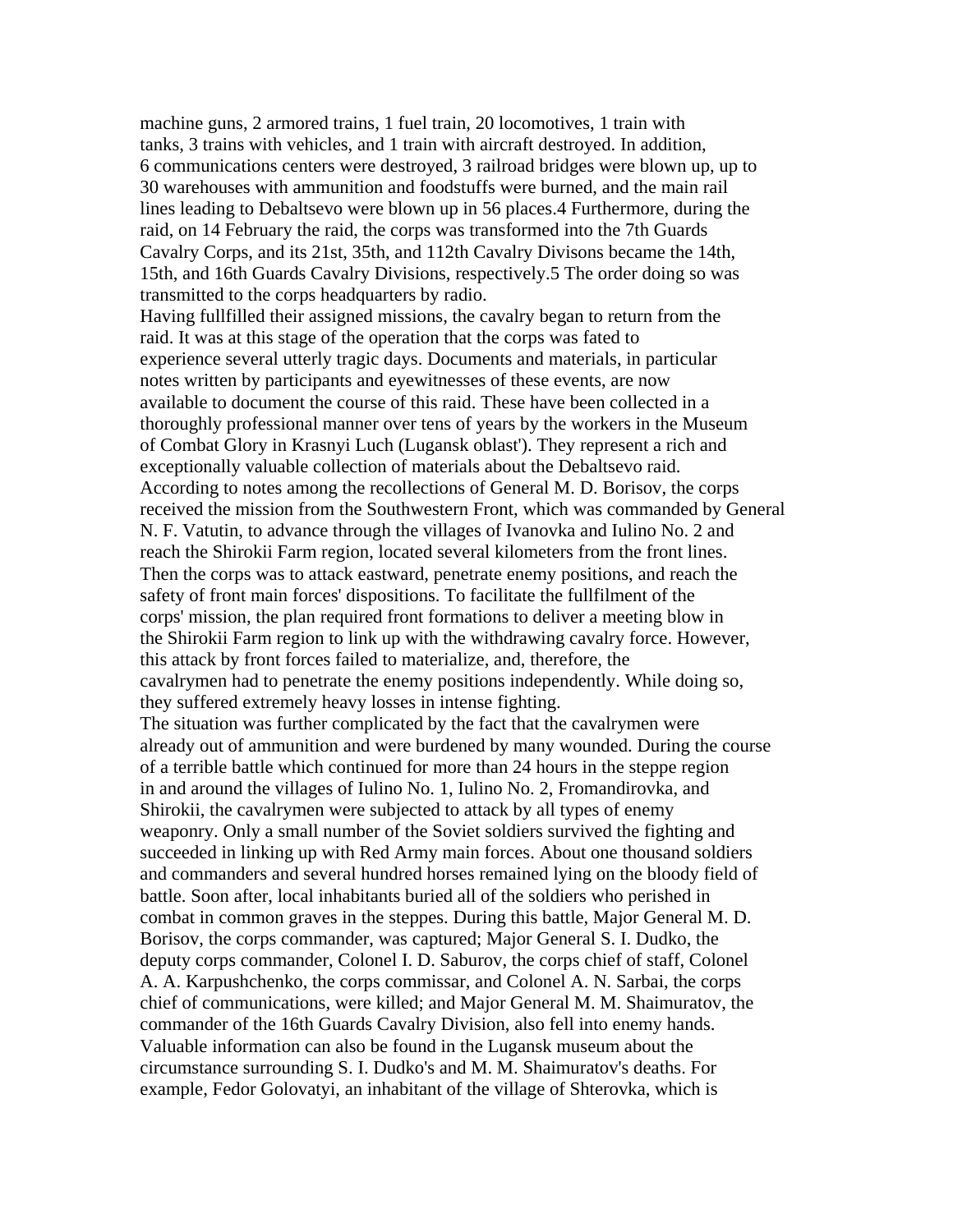machine guns, 2 armored trains, 1 fuel train, 20 locomotives, 1 train with tanks, 3 trains with vehicles, and 1 train with aircraft destroyed. In addition, 6 communications centers were destroyed, 3 railroad bridges were blown up, up to 30 warehouses with ammunition and foodstuffs were burned, and the main rail lines leading to Debaltsevo were blown up in 56 places.4 Furthermore, during the raid, on 14 February the raid, the corps was transformed into the 7th Guards Cavalry Corps, and its 21st, 35th, and 112th Cavalry Divisons became the 14th, 15th, and 16th Guards Cavalry Divisions, respectively.5 The order doing so was transmitted to the corps headquarters by radio.

Having fullfilled their assigned missions, the cavalry began to return from the raid. It was at this stage of the operation that the corps was fated to experience several utterly tragic days. Documents and materials, in particular notes written by participants and eyewitnesses of these events, are now available to document the course of this raid. These have been collected in a thoroughly professional manner over tens of years by the workers in the Museum of Combat Glory in Krasnyi Luch (Lugansk oblast'). They represent a rich and exceptionally valuable collection of materials about the Debaltsevo raid. According to notes among the recollections of General M. D. Borisov, the corps received the mission from the Southwestern Front, which was commanded by General N. F. Vatutin, to advance through the villages of Ivanovka and Iulino No. 2 and reach the Shirokii Farm region, located several kilometers from the front lines. Then the corps was to attack eastward, penetrate enemy positions, and reach the safety of front main forces' dispositions. To facilitate the fullfilment of the corps' mission, the plan required front formations to deliver a meeting blow in the Shirokii Farm region to link up with the withdrawing cavalry force. However, this attack by front forces failed to materialize, and, therefore, the cavalrymen had to penetrate the enemy positions independently. While doing so, they suffered extremely heavy losses in intense fighting.

The situation was further complicated by the fact that the cavalrymen were already out of ammunition and were burdened by many wounded. During the course of a terrible battle which continued for more than 24 hours in the steppe region in and around the villages of Iulino No. 1, Iulino No. 2, Fromandirovka, and Shirokii, the cavalrymen were subjected to attack by all types of enemy weaponry. Only a small number of the Soviet soldiers survived the fighting and succeeded in linking up with Red Army main forces. About one thousand soldiers and commanders and several hundred horses remained lying on the bloody field of battle. Soon after, local inhabitants buried all of the soldiers who perished in combat in common graves in the steppes. During this battle, Major General M. D. Borisov, the corps commander, was captured; Major General S. I. Dudko, the deputy corps commander, Colonel I. D. Saburov, the corps chief of staff, Colonel A. A. Karpushchenko, the corps commissar, and Colonel A. N. Sarbai, the corps chief of communications, were killed; and Major General M. M. Shaimuratov, the commander of the 16th Guards Cavalry Division, also fell into enemy hands. Valuable information can also be found in the Lugansk museum about the circumstance surrounding S. I. Dudko's and M. M. Shaimuratov's deaths. For example, Fedor Golovatyi, an inhabitant of the village of Shterovka, which is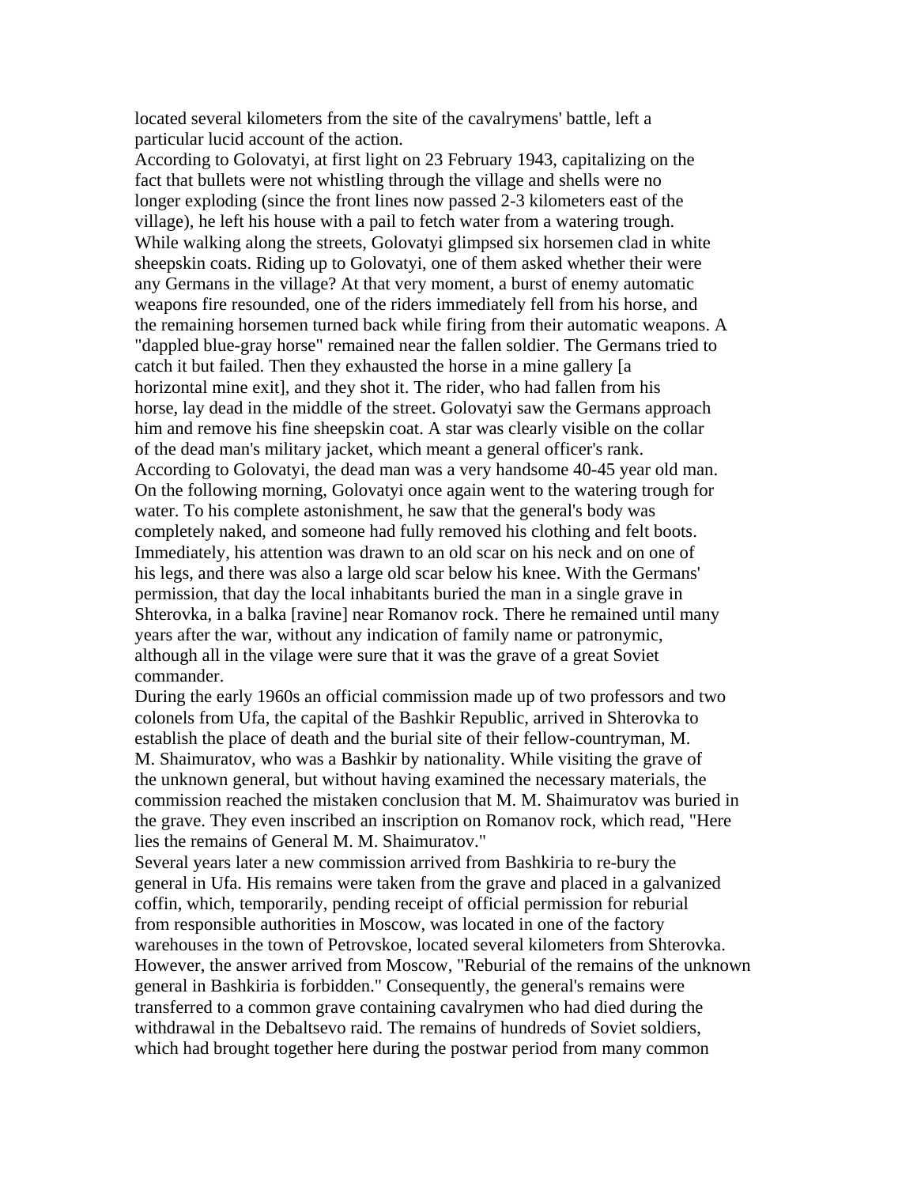located several kilometers from the site of the cavalrymens' battle, left a particular lucid account of the action.

According to Golovatyi, at first light on 23 February 1943, capitalizing on the fact that bullets were not whistling through the village and shells were no longer exploding (since the front lines now passed 2-3 kilometers east of the village), he left his house with a pail to fetch water from a watering trough. While walking along the streets, Golovatyi glimpsed six horsemen clad in white sheepskin coats. Riding up to Golovatyi, one of them asked whether their were any Germans in the village? At that very moment, a burst of enemy automatic weapons fire resounded, one of the riders immediately fell from his horse, and the remaining horsemen turned back while firing from their automatic weapons. A "dappled blue-gray horse" remained near the fallen soldier. The Germans tried to catch it but failed. Then they exhausted the horse in a mine gallery [a horizontal mine exit], and they shot it. The rider, who had fallen from his horse, lay dead in the middle of the street. Golovatyi saw the Germans approach him and remove his fine sheepskin coat. A star was clearly visible on the collar of the dead man's military jacket, which meant a general officer's rank. According to Golovatyi, the dead man was a very handsome 40-45 year old man. On the following morning, Golovatyi once again went to the watering trough for water. To his complete astonishment, he saw that the general's body was completely naked, and someone had fully removed his clothing and felt boots. Immediately, his attention was drawn to an old scar on his neck and on one of his legs, and there was also a large old scar below his knee. With the Germans' permission, that day the local inhabitants buried the man in a single grave in Shterovka, in a balka [ravine] near Romanov rock. There he remained until many years after the war, without any indication of family name or patronymic, although all in the vilage were sure that it was the grave of a great Soviet commander.

During the early 1960s an official commission made up of two professors and two colonels from Ufa, the capital of the Bashkir Republic, arrived in Shterovka to establish the place of death and the burial site of their fellow-countryman, M. M. Shaimuratov, who was a Bashkir by nationality. While visiting the grave of the unknown general, but without having examined the necessary materials, the commission reached the mistaken conclusion that M. M. Shaimuratov was buried in the grave. They even inscribed an inscription on Romanov rock, which read, "Here lies the remains of General M. M. Shaimuratov."

Several years later a new commission arrived from Bashkiria to re-bury the general in Ufa. His remains were taken from the grave and placed in a galvanized coffin, which, temporarily, pending receipt of official permission for reburial from responsible authorities in Moscow, was located in one of the factory warehouses in the town of Petrovskoe, located several kilometers from Shterovka. However, the answer arrived from Moscow, "Reburial of the remains of the unknown general in Bashkiria is forbidden." Consequently, the general's remains were transferred to a common grave containing cavalrymen who had died during the withdrawal in the Debaltsevo raid. The remains of hundreds of Soviet soldiers, which had brought together here during the postwar period from many common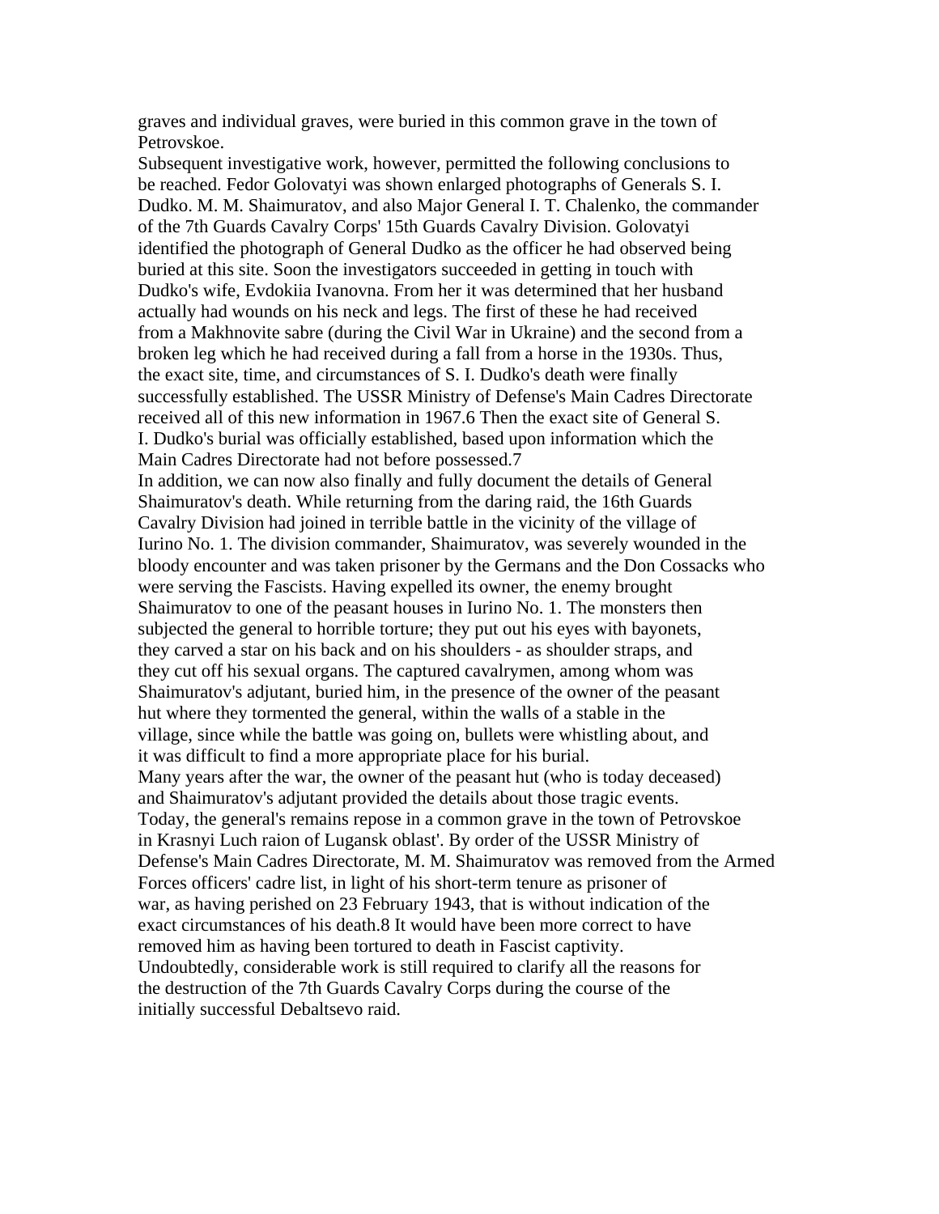graves and individual graves, were buried in this common grave in the town of Petrovskoe.

Subsequent investigative work, however, permitted the following conclusions to be reached. Fedor Golovatyi was shown enlarged photographs of Generals S. I. Dudko. M. M. Shaimuratov, and also Major General I. T. Chalenko, the commander of the 7th Guards Cavalry Corps' 15th Guards Cavalry Division. Golovatyi identified the photograph of General Dudko as the officer he had observed being buried at this site. Soon the investigators succeeded in getting in touch with Dudko's wife, Evdokiia Ivanovna. From her it was determined that her husband actually had wounds on his neck and legs. The first of these he had received from a Makhnovite sabre (during the Civil War in Ukraine) and the second from a broken leg which he had received during a fall from a horse in the 1930s. Thus, the exact site, time, and circumstances of S. I. Dudko's death were finally successfully established. The USSR Ministry of Defense's Main Cadres Directorate received all of this new information in 1967.6 Then the exact site of General S. I. Dudko's burial was officially established, based upon information which the Main Cadres Directorate had not before possessed.7

In addition, we can now also finally and fully document the details of General Shaimuratov's death. While returning from the daring raid, the 16th Guards Cavalry Division had joined in terrible battle in the vicinity of the village of Iurino No. 1. The division commander, Shaimuratov, was severely wounded in the bloody encounter and was taken prisoner by the Germans and the Don Cossacks who were serving the Fascists. Having expelled its owner, the enemy brought Shaimuratov to one of the peasant houses in Iurino No. 1. The monsters then subjected the general to horrible torture; they put out his eyes with bayonets, they carved a star on his back and on his shoulders - as shoulder straps, and they cut off his sexual organs. The captured cavalrymen, among whom was Shaimuratov's adjutant, buried him, in the presence of the owner of the peasant hut where they tormented the general, within the walls of a stable in the village, since while the battle was going on, bullets were whistling about, and it was difficult to find a more appropriate place for his burial.

Many years after the war, the owner of the peasant hut (who is today deceased) and Shaimuratov's adjutant provided the details about those tragic events. Today, the general's remains repose in a common grave in the town of Petrovskoe in Krasnyi Luch raion of Lugansk oblast'. By order of the USSR Ministry of Defense's Main Cadres Directorate, M. M. Shaimuratov was removed from the Armed Forces officers' cadre list, in light of his short-term tenure as prisoner of war, as having perished on 23 February 1943, that is without indication of the exact circumstances of his death.8 It would have been more correct to have removed him as having been tortured to death in Fascist captivity.

Undoubtedly, considerable work is still required to clarify all the reasons for the destruction of the 7th Guards Cavalry Corps during the course of the initially successful Debaltsevo raid.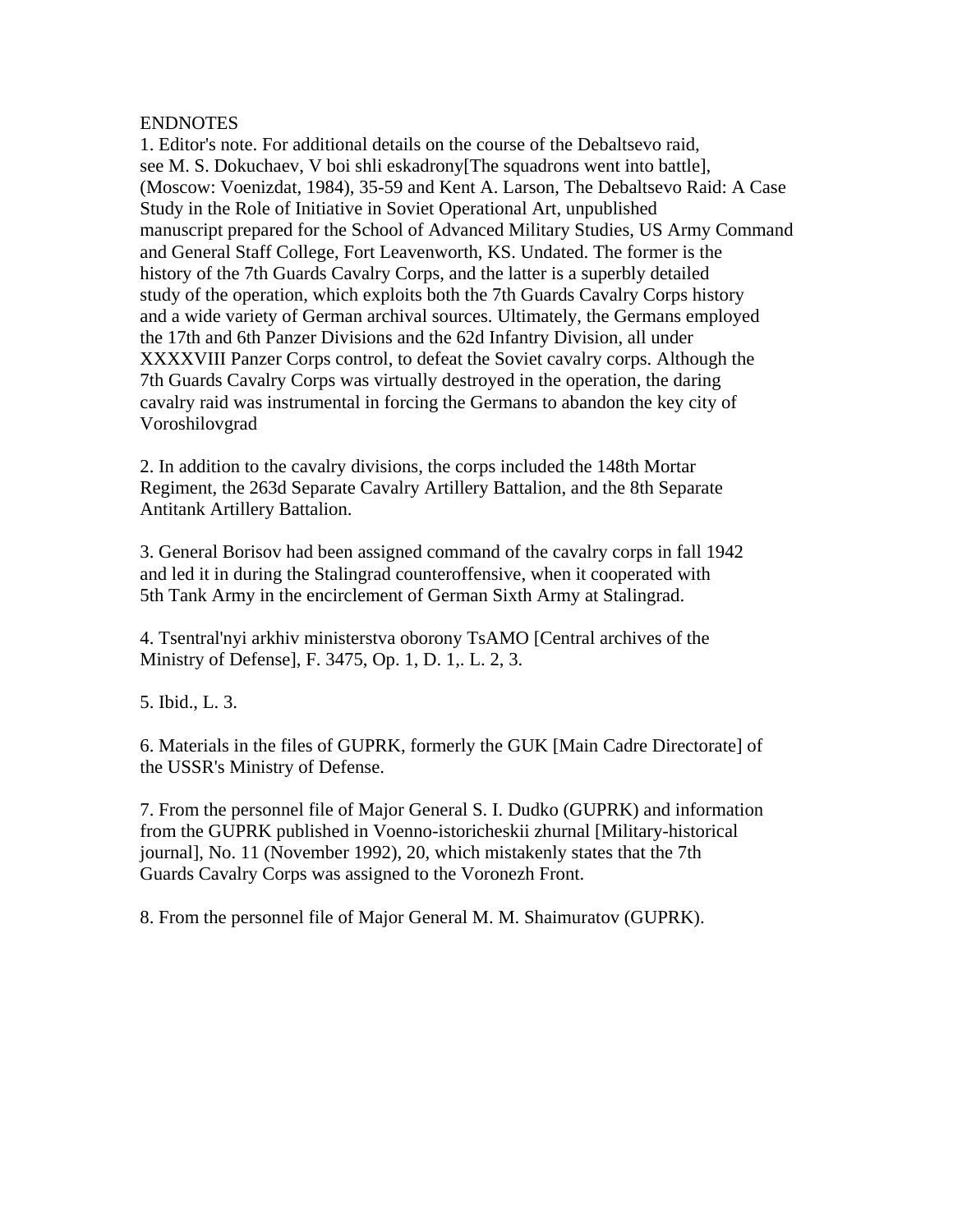ENDNOTES

1. Editor's note. For additional details on the course of the Debaltsevo raid, see M. S. Dokuchaev, V boi shli eskadrony[The squadrons went into battle], (Moscow: Voenizdat, 1984), 35-59 and Kent A. Larson, The Debaltsevo Raid: A Case Study in the Role of Initiative in Soviet Operational Art, unpublished manuscript prepared for the School of Advanced Military Studies, US Army Command and General Staff College, Fort Leavenworth, KS. Undated. The former is the history of the 7th Guards Cavalry Corps, and the latter is a superbly detailed study of the operation, which exploits both the 7th Guards Cavalry Corps history and a wide variety of German archival sources. Ultimately, the Germans employed the 17th and 6th Panzer Divisions and the 62d Infantry Division, all under XXXXVIII Panzer Corps control, to defeat the Soviet cavalry corps. Although the 7th Guards Cavalry Corps was virtually destroyed in the operation, the daring cavalry raid was instrumental in forcing the Germans to abandon the key city of Voroshilovgrad

2. In addition to the cavalry divisions, the corps included the 148th Mortar Regiment, the 263d Separate Cavalry Artillery Battalion, and the 8th Separate Antitank Artillery Battalion.

3. General Borisov had been assigned command of the cavalry corps in fall 1942 and led it in during the Stalingrad counteroffensive, when it cooperated with 5th Tank Army in the encirclement of German Sixth Army at Stalingrad.

4. Tsentral'nyi arkhiv ministerstva oborony TsAMO [Central archives of the Ministry of Defense], F. 3475, Op. 1, D. 1,. L. 2, 3.

5. Ibid., L. 3.

6. Materials in the files of GUPRK, formerly the GUK [Main Cadre Directorate] of the USSR's Ministry of Defense.

7. From the personnel file of Major General S. I. Dudko (GUPRK) and information from the GUPRK published in Voenno-istoricheskii zhurnal [Military-historical journal], No. 11 (November 1992), 20, which mistakenly states that the 7th Guards Cavalry Corps was assigned to the Voronezh Front.

8. From the personnel file of Major General M. M. Shaimuratov (GUPRK).